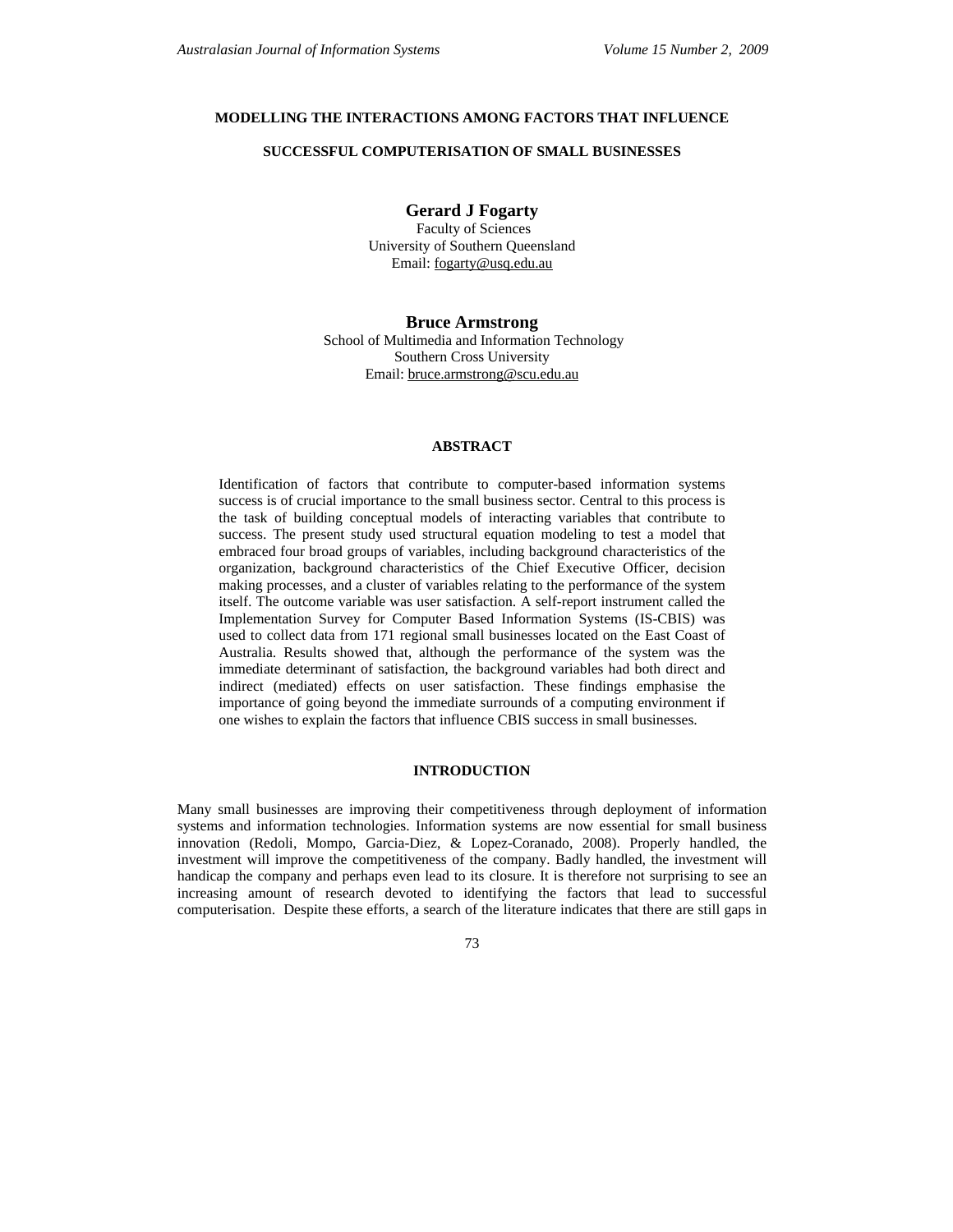# MODELLING THE INTERACTIONS AMONG FACTORS THAT INFLUENCE SUCCESSFUL COMPUTERISATION OF SMALL BUSINESSES

**Gerard J Fogarty**
Faculty of Sciences
University of Southern Queensland
Email: fogarty@usq.edu.au

**Bruce Armstrong**
School of Multimedia and Information Technology
Southern Cross University
Email: bruce.armstrong@scu.edu.au

## ABSTRACT

Identification of factors that contribute to computer-based information systems success is of crucial importance to the small business sector. Central to this process is the task of building conceptual models of interacting variables that contribute to success. The present study used structural equation modeling to test a model that embraced four broad groups of variables, including background characteristics of the organization, background characteristics of the Chief Executive Officer, decision making processes, and a cluster of variables relating to the performance of the system itself. The outcome variable was user satisfaction. A self-report instrument called the Implementation Survey for Computer Based Information Systems (IS-CBIS) was used to collect data from 171 regional small businesses located on the East Coast of Australia. Results showed that, although the performance of the system was the immediate determinant of satisfaction, the background variables had both direct and indirect (mediated) effects on user satisfaction. These findings emphasise the importance of going beyond the immediate surrounds of a computing environment if one wishes to explain the factors that influence CBIS success in small businesses.

## INTRODUCTION

Many small businesses are improving their competitiveness through deployment of information systems and information technologies. Information systems are now essential for small business innovation (Redoli, Mompo, Garcia-Diez, & Lopez-Coranado, 2008). Properly handled, the investment will improve the competitiveness of the company. Badly handled, the investment will handicap the company and perhaps even lead to its closure. It is therefore not surprising to see an increasing amount of research devoted to identifying the factors that lead to successful computerisation. Despite these efforts, a search of the literature indicates that there are still gaps in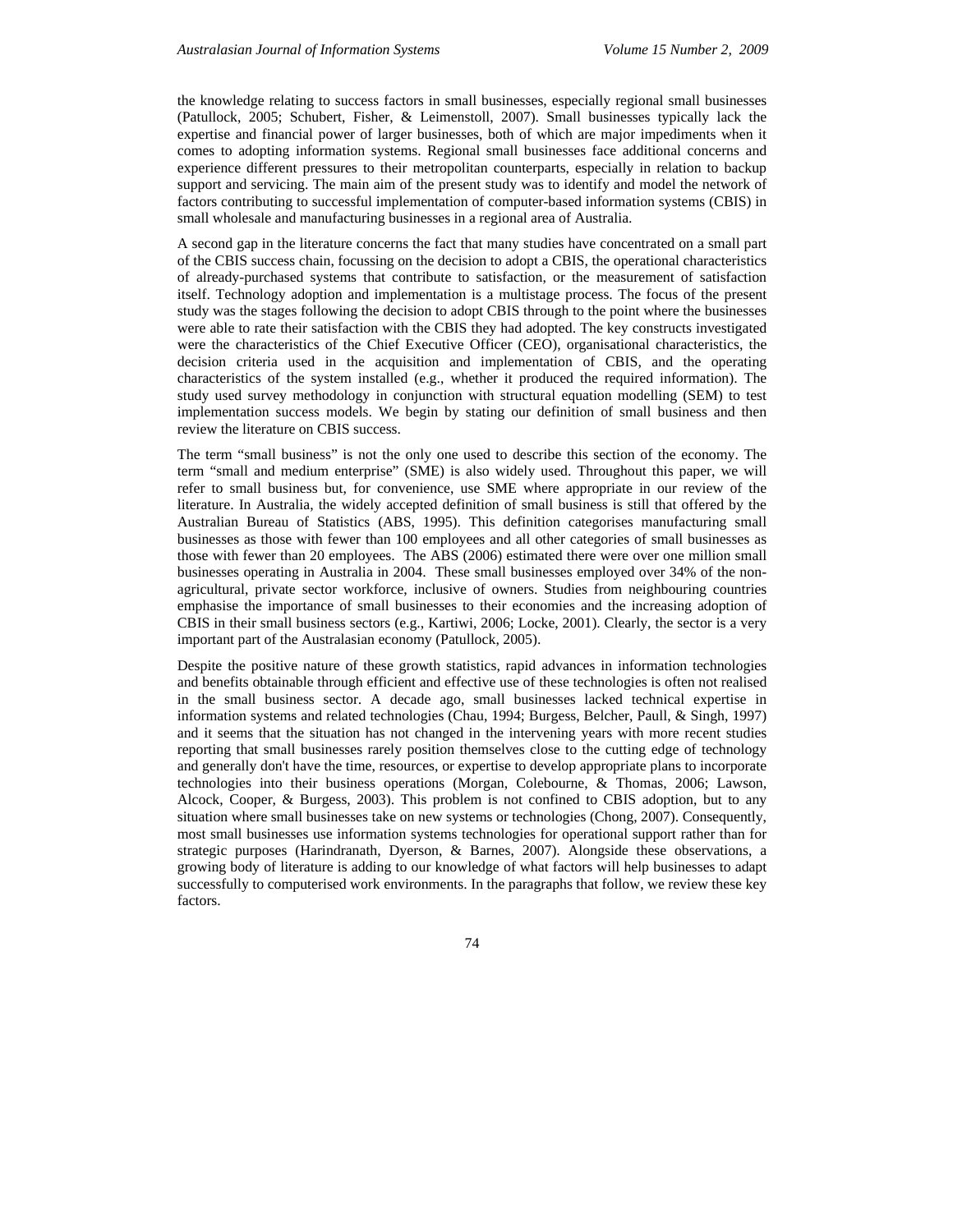the knowledge relating to success factors in small businesses, especially regional small businesses (Patullock, 2005; Schubert, Fisher, & Leimenstoll, 2007). Small businesses typically lack the expertise and financial power of larger businesses, both of which are major impediments when it comes to adopting information systems. Regional small businesses face additional concerns and experience different pressures to their metropolitan counterparts, especially in relation to backup support and servicing. The main aim of the present study was to identify and model the network of factors contributing to successful implementation of computer-based information systems (CBIS) in small wholesale and manufacturing businesses in a regional area of Australia.

A second gap in the literature concerns the fact that many studies have concentrated on a small part of the CBIS success chain, focussing on the decision to adopt a CBIS, the operational characteristics of already-purchased systems that contribute to satisfaction, or the measurement of satisfaction itself. Technology adoption and implementation is a multistage process. The focus of the present study was the stages following the decision to adopt CBIS through to the point where the businesses were able to rate their satisfaction with the CBIS they had adopted. The key constructs investigated were the characteristics of the Chief Executive Officer (CEO), organisational characteristics, the decision criteria used in the acquisition and implementation of CBIS, and the operating characteristics of the system installed (e.g., whether it produced the required information). The study used survey methodology in conjunction with structural equation modelling (SEM) to test implementation success models. We begin by stating our definition of small business and then review the literature on CBIS success.

The term "small business" is not the only one used to describe this section of the economy. The term "small and medium enterprise" (SME) is also widely used. Throughout this paper, we will refer to small business but, for convenience, use SME where appropriate in our review of the literature. In Australia, the widely accepted definition of small business is still that offered by the Australian Bureau of Statistics (ABS, 1995). This definition categorises manufacturing small businesses as those with fewer than 100 employees and all other categories of small businesses as those with fewer than 20 employees. The ABS (2006) estimated there were over one million small businesses operating in Australia in 2004. These small businesses employed over 34% of the non-agricultural, private sector workforce, inclusive of owners. Studies from neighbouring countries emphasise the importance of small businesses to their economies and the increasing adoption of CBIS in their small business sectors (e.g., Kartiwi, 2006; Locke, 2001). Clearly, the sector is a very important part of the Australasian economy (Patullock, 2005).

Despite the positive nature of these growth statistics, rapid advances in information technologies and benefits obtainable through efficient and effective use of these technologies is often not realised in the small business sector. A decade ago, small businesses lacked technical expertise in information systems and related technologies (Chau, 1994; Burgess, Belcher, Paull, & Singh, 1997) and it seems that the situation has not changed in the intervening years with more recent studies reporting that small businesses rarely position themselves close to the cutting edge of technology and generally don't have the time, resources, or expertise to develop appropriate plans to incorporate technologies into their business operations (Morgan, Colebourne, & Thomas, 2006; Lawson, Alcock, Cooper, & Burgess, 2003). This problem is not confined to CBIS adoption, but to any situation where small businesses take on new systems or technologies (Chong, 2007). Consequently, most small businesses use information systems technologies for operational support rather than for strategic purposes (Harindranath, Dyerson, & Barnes, 2007). Alongside these observations, a growing body of literature is adding to our knowledge of what factors will help businesses to adapt successfully to computerised work environments. In the paragraphs that follow, we review these key factors.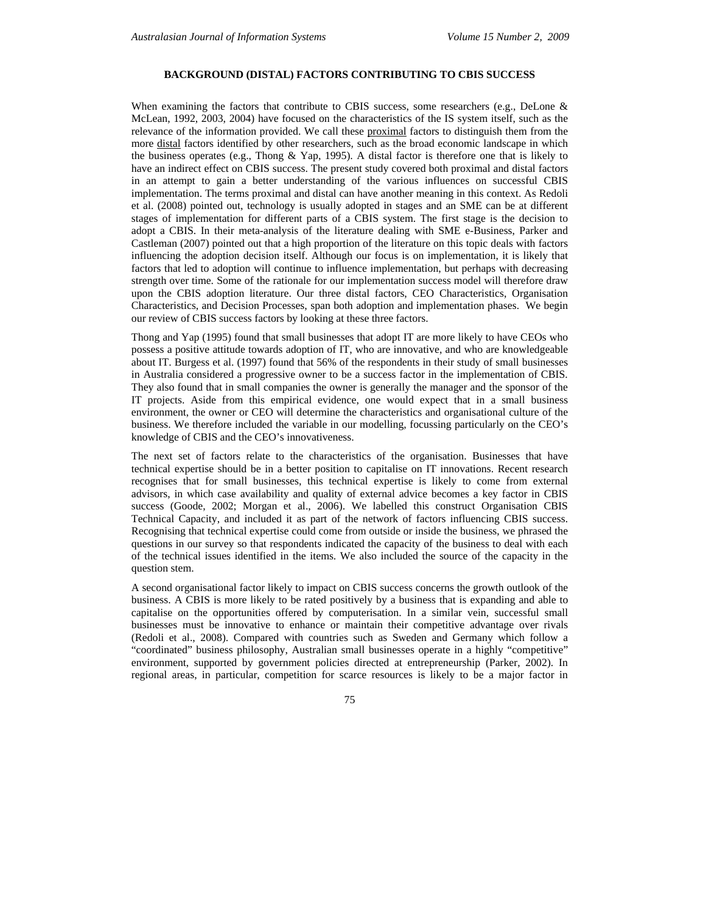## BACKGROUND (DISTAL) FACTORS CONTRIBUTING TO CBIS SUCCESS

When examining the factors that contribute to CBIS success, some researchers (e.g., DeLone & McLean, 1992, 2003, 2004) have focused on the characteristics of the IS system itself, such as the relevance of the information provided. We call these proximal factors to distinguish them from the more distal factors identified by other researchers, such as the broad economic landscape in which the business operates (e.g., Thong & Yap, 1995). A distal factor is therefore one that is likely to have an indirect effect on CBIS success. The present study covered both proximal and distal factors in an attempt to gain a better understanding of the various influences on successful CBIS implementation. The terms proximal and distal can have another meaning in this context. As Redoli et al. (2008) pointed out, technology is usually adopted in stages and an SME can be at different stages of implementation for different parts of a CBIS system. The first stage is the decision to adopt a CBIS. In their meta-analysis of the literature dealing with SME e-Business, Parker and Castleman (2007) pointed out that a high proportion of the literature on this topic deals with factors influencing the adoption decision itself. Although our focus is on implementation, it is likely that factors that led to adoption will continue to influence implementation, but perhaps with decreasing strength over time. Some of the rationale for our implementation success model will therefore draw upon the CBIS adoption literature. Our three distal factors, CEO Characteristics, Organisation Characteristics, and Decision Processes, span both adoption and implementation phases. We begin our review of CBIS success factors by looking at these three factors.

Thong and Yap (1995) found that small businesses that adopt IT are more likely to have CEOs who possess a positive attitude towards adoption of IT, who are innovative, and who are knowledgeable about IT. Burgess et al. (1997) found that 56% of the respondents in their study of small businesses in Australia considered a progressive owner to be a success factor in the implementation of CBIS. They also found that in small companies the owner is generally the manager and the sponsor of the IT projects. Aside from this empirical evidence, one would expect that in a small business environment, the owner or CEO will determine the characteristics and organisational culture of the business. We therefore included the variable in our modelling, focussing particularly on the CEO's knowledge of CBIS and the CEO's innovativeness.

The next set of factors relate to the characteristics of the organisation. Businesses that have technical expertise should be in a better position to capitalise on IT innovations. Recent research recognises that for small businesses, this technical expertise is likely to come from external advisors, in which case availability and quality of external advice becomes a key factor in CBIS success (Goode, 2002; Morgan et al., 2006). We labelled this construct Organisation CBIS Technical Capacity, and included it as part of the network of factors influencing CBIS success. Recognising that technical expertise could come from outside or inside the business, we phrased the questions in our survey so that respondents indicated the capacity of the business to deal with each of the technical issues identified in the items. We also included the source of the capacity in the question stem.

A second organisational factor likely to impact on CBIS success concerns the growth outlook of the business. A CBIS is more likely to be rated positively by a business that is expanding and able to capitalise on the opportunities offered by computerisation. In a similar vein, successful small businesses must be innovative to enhance or maintain their competitive advantage over rivals (Redoli et al., 2008). Compared with countries such as Sweden and Germany which follow a "coordinated" business philosophy, Australian small businesses operate in a highly "competitive" environment, supported by government policies directed at entrepreneurship (Parker, 2002). In regional areas, in particular, competition for scarce resources is likely to be a major factor in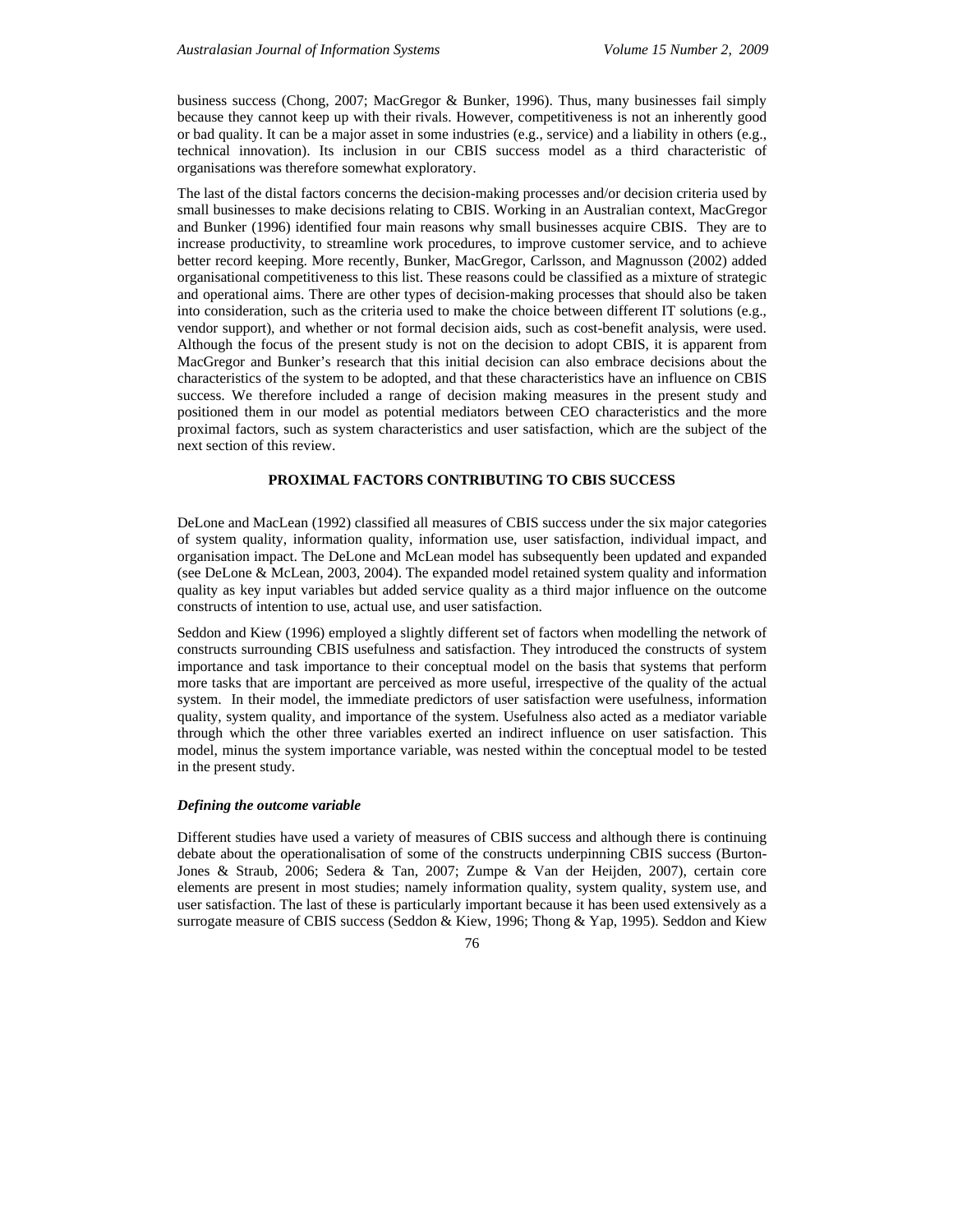business success (Chong, 2007; MacGregor & Bunker, 1996). Thus, many businesses fail simply because they cannot keep up with their rivals. However, competitiveness is not an inherently good or bad quality. It can be a major asset in some industries (e.g., service) and a liability in others (e.g., technical innovation). Its inclusion in our CBIS success model as a third characteristic of organisations was therefore somewhat exploratory.

The last of the distal factors concerns the decision-making processes and/or decision criteria used by small businesses to make decisions relating to CBIS. Working in an Australian context, MacGregor and Bunker (1996) identified four main reasons why small businesses acquire CBIS. They are to increase productivity, to streamline work procedures, to improve customer service, and to achieve better record keeping. More recently, Bunker, MacGregor, Carlsson, and Magnusson (2002) added organisational competitiveness to this list. These reasons could be classified as a mixture of strategic and operational aims. There are other types of decision-making processes that should also be taken into consideration, such as the criteria used to make the choice between different IT solutions (e.g., vendor support), and whether or not formal decision aids, such as cost-benefit analysis, were used. Although the focus of the present study is not on the decision to adopt CBIS, it is apparent from MacGregor and Bunker's research that this initial decision can also embrace decisions about the characteristics of the system to be adopted, and that these characteristics have an influence on CBIS success. We therefore included a range of decision making measures in the present study and positioned them in our model as potential mediators between CEO characteristics and the more proximal factors, such as system characteristics and user satisfaction, which are the subject of the next section of this review.

## PROXIMAL FACTORS CONTRIBUTING TO CBIS SUCCESS

DeLone and MacLean (1992) classified all measures of CBIS success under the six major categories of system quality, information quality, information use, user satisfaction, individual impact, and organisation impact. The DeLone and McLean model has subsequently been updated and expanded (see DeLone & McLean, 2003, 2004). The expanded model retained system quality and information quality as key input variables but added service quality as a third major influence on the outcome constructs of intention to use, actual use, and user satisfaction.

Seddon and Kiew (1996) employed a slightly different set of factors when modelling the network of constructs surrounding CBIS usefulness and satisfaction. They introduced the constructs of system importance and task importance to their conceptual model on the basis that systems that perform more tasks that are important are perceived as more useful, irrespective of the quality of the actual system. In their model, the immediate predictors of user satisfaction were usefulness, information quality, system quality, and importance of the system. Usefulness also acted as a mediator variable through which the other three variables exerted an indirect influence on user satisfaction. This model, minus the system importance variable, was nested within the conceptual model to be tested in the present study.

### *Defining the outcome variable*

Different studies have used a variety of measures of CBIS success and although there is continuing debate about the operationalisation of some of the constructs underpinning CBIS success (Burton-Jones & Straub, 2006; Sedera & Tan, 2007; Zumpe & Van der Heijden, 2007), certain core elements are present in most studies; namely information quality, system quality, system use, and user satisfaction. The last of these is particularly important because it has been used extensively as a surrogate measure of CBIS success (Seddon & Kiew, 1996; Thong & Yap, 1995). Seddon and Kiew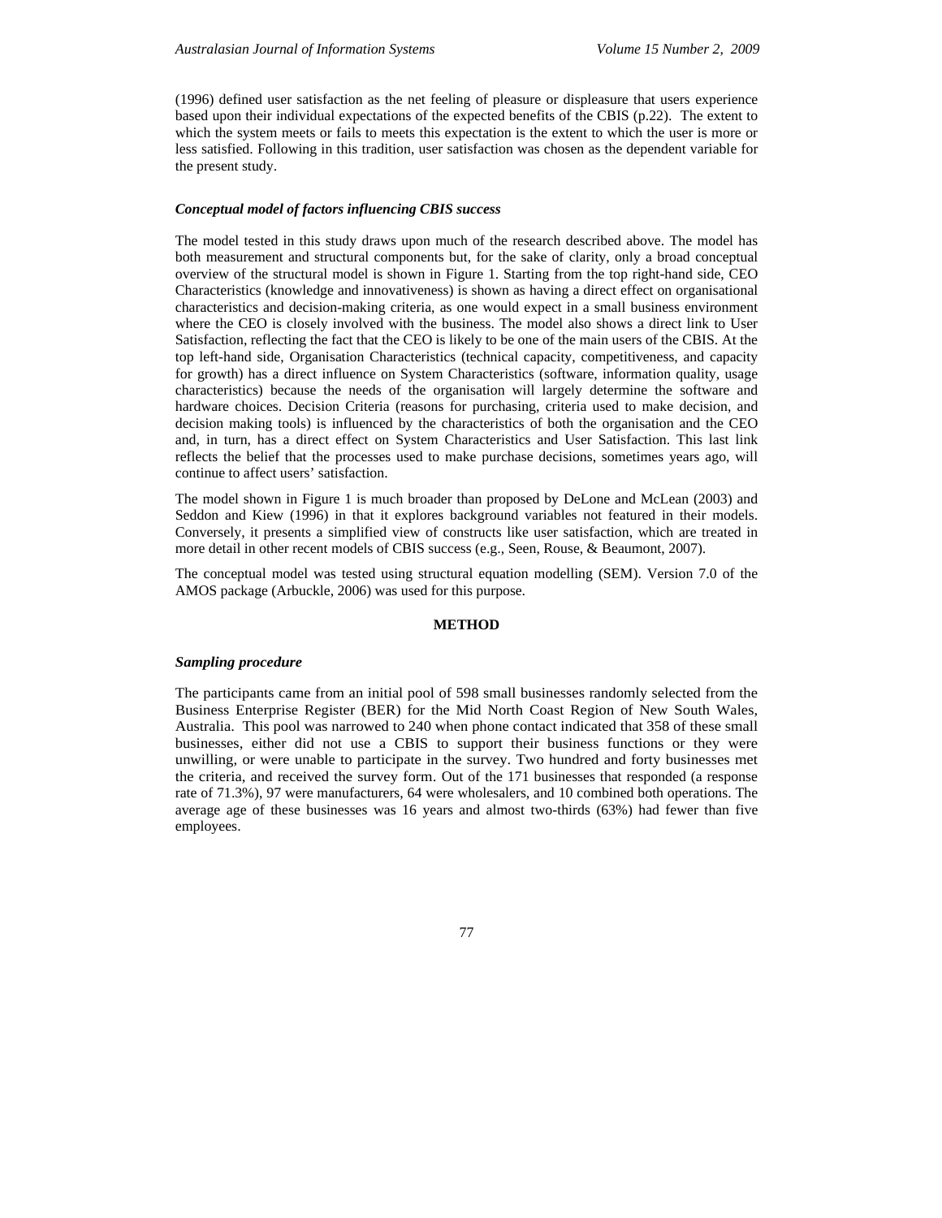(1996) defined user satisfaction as the net feeling of pleasure or displeasure that users experience based upon their individual expectations of the expected benefits of the CBIS (p.22). The extent to which the system meets or fails to meets this expectation is the extent to which the user is more or less satisfied. Following in this tradition, user satisfaction was chosen as the dependent variable for the present study.

### *Conceptual model of factors influencing CBIS success*

The model tested in this study draws upon much of the research described above. The model has both measurement and structural components but, for the sake of clarity, only a broad conceptual overview of the structural model is shown in Figure 1. Starting from the top right-hand side, CEO Characteristics (knowledge and innovativeness) is shown as having a direct effect on organisational characteristics and decision-making criteria, as one would expect in a small business environment where the CEO is closely involved with the business. The model also shows a direct link to User Satisfaction, reflecting the fact that the CEO is likely to be one of the main users of the CBIS. At the top left-hand side, Organisation Characteristics (technical capacity, competitiveness, and capacity for growth) has a direct influence on System Characteristics (software, information quality, usage characteristics) because the needs of the organisation will largely determine the software and hardware choices. Decision Criteria (reasons for purchasing, criteria used to make decision, and decision making tools) is influenced by the characteristics of both the organisation and the CEO and, in turn, has a direct effect on System Characteristics and User Satisfaction. This last link reflects the belief that the processes used to make purchase decisions, sometimes years ago, will continue to affect users' satisfaction.

The model shown in Figure 1 is much broader than proposed by DeLone and McLean (2003) and Seddon and Kiew (1996) in that it explores background variables not featured in their models. Conversely, it presents a simplified view of constructs like user satisfaction, which are treated in more detail in other recent models of CBIS success (e.g., Seen, Rouse, & Beaumont, 2007).

The conceptual model was tested using structural equation modelling (SEM). Version 7.0 of the AMOS package (Arbuckle, 2006) was used for this purpose.

## METHOD

### *Sampling procedure*

The participants came from an initial pool of 598 small businesses randomly selected from the Business Enterprise Register (BER) for the Mid North Coast Region of New South Wales, Australia. This pool was narrowed to 240 when phone contact indicated that 358 of these small businesses, either did not use a CBIS to support their business functions or they were unwilling, or were unable to participate in the survey. Two hundred and forty businesses met the criteria, and received the survey form. Out of the 171 businesses that responded (a response rate of 71.3%), 97 were manufacturers, 64 were wholesalers, and 10 combined both operations. The average age of these businesses was 16 years and almost two-thirds (63%) had fewer than five employees.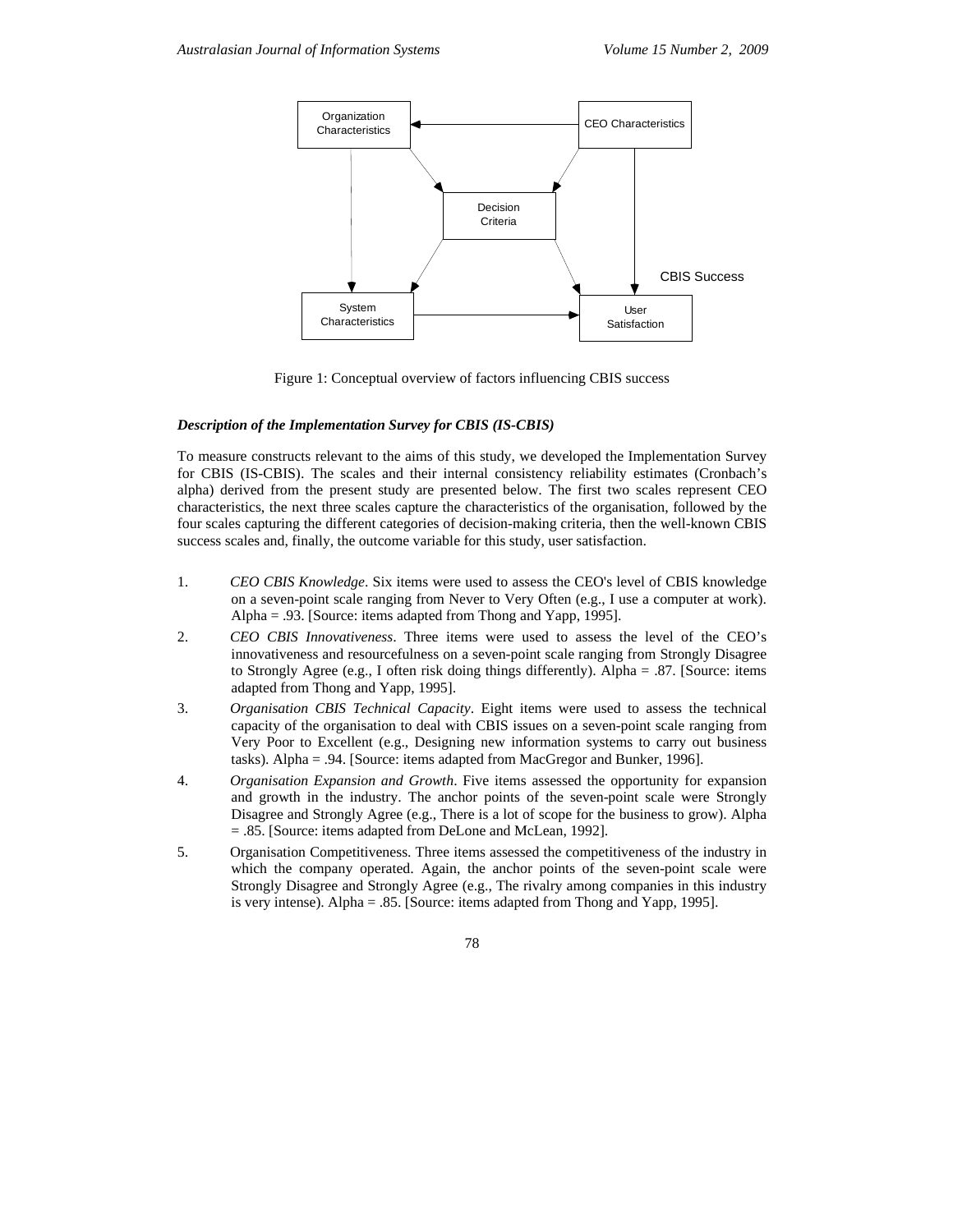Figure 1: Conceptual overview of factors influencing CBIS success

### *Description of the Implementation Survey for CBIS (IS-CBIS)*

To measure constructs relevant to the aims of this study, we developed the Implementation Survey for CBIS (IS-CBIS). The scales and their internal consistency reliability estimates (Cronbach's alpha) derived from the present study are presented below. The first two scales represent CEO characteristics, the next three scales capture the characteristics of the organisation, followed by the four scales capturing the different categories of decision-making criteria, then the well-known CBIS success scales and, finally, the outcome variable for this study, user satisfaction.

1. *CEO CBIS Knowledge*. Six items were used to assess the CEO's level of CBIS knowledge on a seven-point scale ranging from Never to Very Often (e.g., I use a computer at work). Alpha = .93. [Source: items adapted from Thong and Yapp, 1995].
2. *CEO CBIS Innovativeness*. Three items were used to assess the level of the CEO's innovativeness and resourcefulness on a seven-point scale ranging from Strongly Disagree to Strongly Agree (e.g., I often risk doing things differently). Alpha = .87. [Source: items adapted from Thong and Yapp, 1995].
3. *Organisation CBIS Technical Capacity*. Eight items were used to assess the technical capacity of the organisation to deal with CBIS issues on a seven-point scale ranging from Very Poor to Excellent (e.g., Designing new information systems to carry out business tasks). Alpha = .94. [Source: items adapted from MacGregor and Bunker, 1996].
4. *Organisation Expansion and Growth*. Five items assessed the opportunity for expansion and growth in the industry. The anchor points of the seven-point scale were Strongly Disagree and Strongly Agree (e.g., There is a lot of scope for the business to grow). Alpha = .85. [Source: items adapted from DeLone and McLean, 1992].
5. Organisation Competitiveness. Three items assessed the competitiveness of the industry in which the company operated. Again, the anchor points of the seven-point scale were Strongly Disagree and Strongly Agree (e.g., The rivalry among companies in this industry is very intense). Alpha = .85. [Source: items adapted from Thong and Yapp, 1995].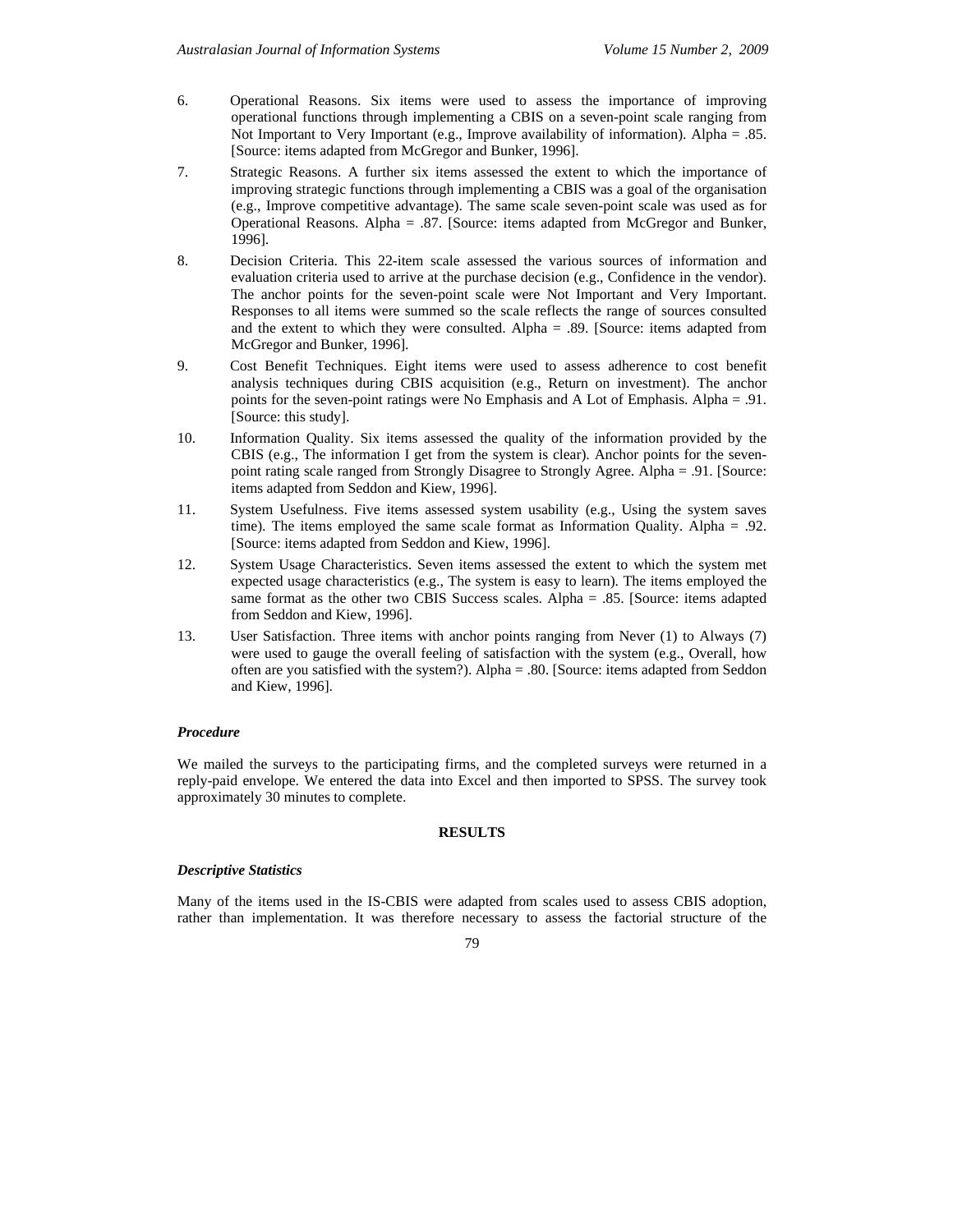6. Operational Reasons. Six items were used to assess the importance of improving operational functions through implementing a CBIS on a seven-point scale ranging from Not Important to Very Important (e.g., Improve availability of information). Alpha = .85. [Source: items adapted from McGregor and Bunker, 1996].

7. Strategic Reasons. A further six items assessed the extent to which the importance of improving strategic functions through implementing a CBIS was a goal of the organisation (e.g., Improve competitive advantage). The same scale seven-point scale was used as for Operational Reasons. Alpha = .87. [Source: items adapted from McGregor and Bunker, 1996].

8. Decision Criteria. This 22-item scale assessed the various sources of information and evaluation criteria used to arrive at the purchase decision (e.g., Confidence in the vendor). The anchor points for the seven-point scale were Not Important and Very Important. Responses to all items were summed so the scale reflects the range of sources consulted and the extent to which they were consulted. Alpha = .89. [Source: items adapted from McGregor and Bunker, 1996].

9. Cost Benefit Techniques. Eight items were used to assess adherence to cost benefit analysis techniques during CBIS acquisition (e.g., Return on investment). The anchor points for the seven-point ratings were No Emphasis and A Lot of Emphasis. Alpha = .91. [Source: this study].

10. Information Quality. Six items assessed the quality of the information provided by the CBIS (e.g., The information I get from the system is clear). Anchor points for the seven-point rating scale ranged from Strongly Disagree to Strongly Agree. Alpha = .91. [Source: items adapted from Seddon and Kiew, 1996].

11. System Usefulness. Five items assessed system usability (e.g., Using the system saves time). The items employed the same scale format as Information Quality. Alpha = .92. [Source: items adapted from Seddon and Kiew, 1996].

12. System Usage Characteristics. Seven items assessed the extent to which the system met expected usage characteristics (e.g., The system is easy to learn). The items employed the same format as the other two CBIS Success scales. Alpha = .85. [Source: items adapted from Seddon and Kiew, 1996].

13. User Satisfaction. Three items with anchor points ranging from Never (1) to Always (7) were used to gauge the overall feeling of satisfaction with the system (e.g., Overall, how often are you satisfied with the system?). Alpha = .80. [Source: items adapted from Seddon and Kiew, 1996].

### *Procedure*

We mailed the surveys to the participating firms, and the completed surveys were returned in a reply-paid envelope. We entered the data into Excel and then imported to SPSS. The survey took approximately 30 minutes to complete.

## RESULTS

### *Descriptive Statistics*

Many of the items used in the IS-CBIS were adapted from scales used to assess CBIS adoption, rather than implementation. It was therefore necessary to assess the factorial structure of the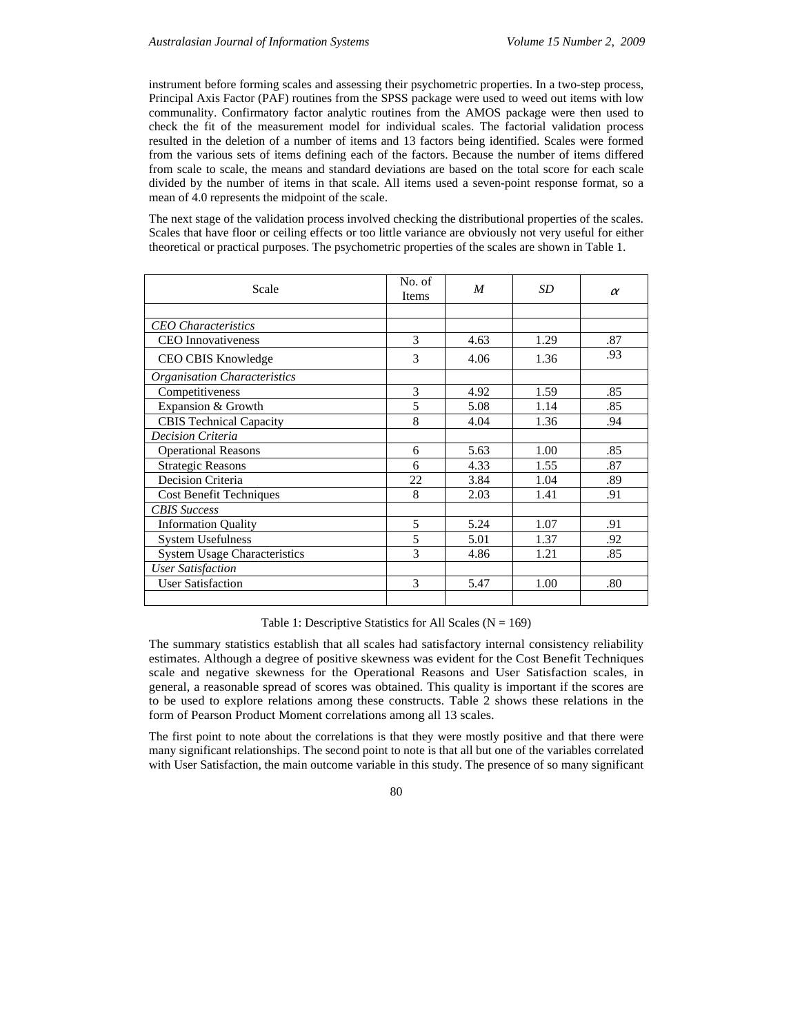instrument before forming scales and assessing their psychometric properties. In a two-step process, Principal Axis Factor (PAF) routines from the SPSS package were used to weed out items with low communality. Confirmatory factor analytic routines from the AMOS package were then used to check the fit of the measurement model for individual scales. The factorial validation process resulted in the deletion of a number of items and 13 factors being identified. Scales were formed from the various sets of items defining each of the factors. Because the number of items differed from scale to scale, the means and standard deviations are based on the total score for each scale divided by the number of items in that scale. All items used a seven-point response format, so a mean of 4.0 represents the midpoint of the scale.

The next stage of the validation process involved checking the distributional properties of the scales. Scales that have floor or ceiling effects or too little variance are obviously not very useful for either theoretical or practical purposes. The psychometric properties of the scales are shown in Table 1.

| Scale | No. of Items | *M* | *SD* | $\alpha$ |
|---|---|---|---|---|
| | | | | |
| *CEO Characteristics* | | | | |
| CEO Innovativeness | 3 | 4.63 | 1.29 | .87 |
| CEO CBIS Knowledge | 3 | 4.06 | 1.36 | .93 |
| *Organisation Characteristics* | | | | |
| Competitiveness | 3 | 4.92 | 1.59 | .85 |
| Expansion & Growth | 5 | 5.08 | 1.14 | .85 |
| CBIS Technical Capacity | 8 | 4.04 | 1.36 | .94 |
| *Decision Criteria* | | | | |
| Operational Reasons | 6 | 5.63 | 1.00 | .85 |
| Strategic Reasons | 6 | 4.33 | 1.55 | .87 |
| Decision Criteria | 22 | 3.84 | 1.04 | .89 |
| Cost Benefit Techniques | 8 | 2.03 | 1.41 | .91 |
| *CBIS Success* | | | | |
| Information Quality | 5 | 5.24 | 1.07 | .91 |
| System Usefulness | 5 | 5.01 | 1.37 | .92 |
| System Usage Characteristics | 3 | 4.86 | 1.21 | .85 |
| *User Satisfaction* | | | | |
| User Satisfaction | 3 | 5.47 | 1.00 | .80 |
| | | | | |

Table 1: Descriptive Statistics for All Scales (N = 169)

The summary statistics establish that all scales had satisfactory internal consistency reliability estimates. Although a degree of positive skewness was evident for the Cost Benefit Techniques scale and negative skewness for the Operational Reasons and User Satisfaction scales, in general, a reasonable spread of scores was obtained. This quality is important if the scores are to be used to explore relations among these constructs. Table 2 shows these relations in the form of Pearson Product Moment correlations among all 13 scales.

The first point to note about the correlations is that they were mostly positive and that there were many significant relationships. The second point to note is that all but one of the variables correlated with User Satisfaction, the main outcome variable in this study. The presence of so many significant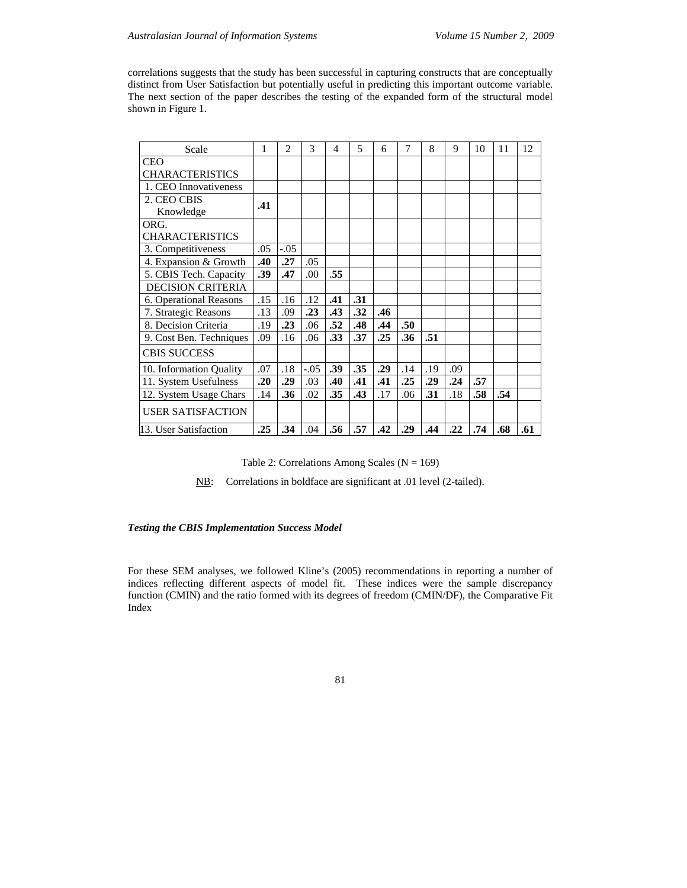correlations suggests that the study has been successful in capturing constructs that are conceptually distinct from User Satisfaction but potentially useful in predicting this important outcome variable. The next section of the paper describes the testing of the expanded form of the structural model shown in Figure 1.

| Scale | 1 | 2 | 3 | 4 | 5 | 6 | 7 | 8 | 9 | 10 | 11 | 12 |
|---|---|---|---|---|---|---|---|---|---|---|---|---|
| CEO CHARACTERISTICS | | | | | | | | | | | | |
| 1. CEO Innovativeness | | | | | | | | | | | | |
| 2. CEO CBIS Knowledge | **.41** | | | | | | | | | | | |
| ORG. CHARACTERISTICS | | | | | | | | | | | | |
| 3. Competitiveness | .05 | -.05 | | | | | | | | | | |
| 4. Expansion & Growth | **.40** | **.27** | .05 | | | | | | | | | |
| 5. CBIS Tech. Capacity | **.39** | **.47** | .00 | **.55** | | | | | | | | |
| DECISION CRITERIA | | | | | | | | | | | | |
| 6. Operational Reasons | .15 | .16 | .12 | **.41** | **.31** | | | | | | | |
| 7. Strategic Reasons | .13 | .09 | **.23** | **.43** | **.32** | **.46** | | | | | | |
| 8. Decision Criteria | .19 | **.23** | .06 | **.52** | **.48** | **.44** | **.50** | | | | | |
| 9. Cost Ben. Techniques | .09 | .16 | .06 | **.33** | **.37** | .25 | **.36** | **.51** | | | | |
| CBIS SUCCESS | | | | | | | | | | | | |
| 10. Information Quality | .07 | .18 | -.05 | **.39** | **.35** | **.29** | .14 | .19 | .09 | | | |
| 11. System Usefulness | **.20** | **.29** | .03 | **.40** | **.41** | **.41** | **.25** | **.29** | **.24** | **.57** | | |
| 12. System Usage Chars | .14 | **.36** | .02 | **.35** | **.43** | .17 | .06 | **.31** | .18 | **.58** | **.54** | |
| USER SATISFACTION | | | | | | | | | | | | |
| 13. User Satisfaction | **.25** | **.34** | .04 | **.56** | **.57** | **.42** | **.29** | **.44** | **.22** | **.74** | **.68** | **.61** |

Table 2: Correlations Among Scales (N = 169)

NB: Correlations in boldface are significant at .01 level (2-tailed).

### *Testing the CBIS Implementation Success Model*

For these SEM analyses, we followed Kline's (2005) recommendations in reporting a number of indices reflecting different aspects of model fit. These indices were the sample discrepancy function (CMIN) and the ratio formed with its degrees of freedom (CMIN/DF), the Comparative Fit Index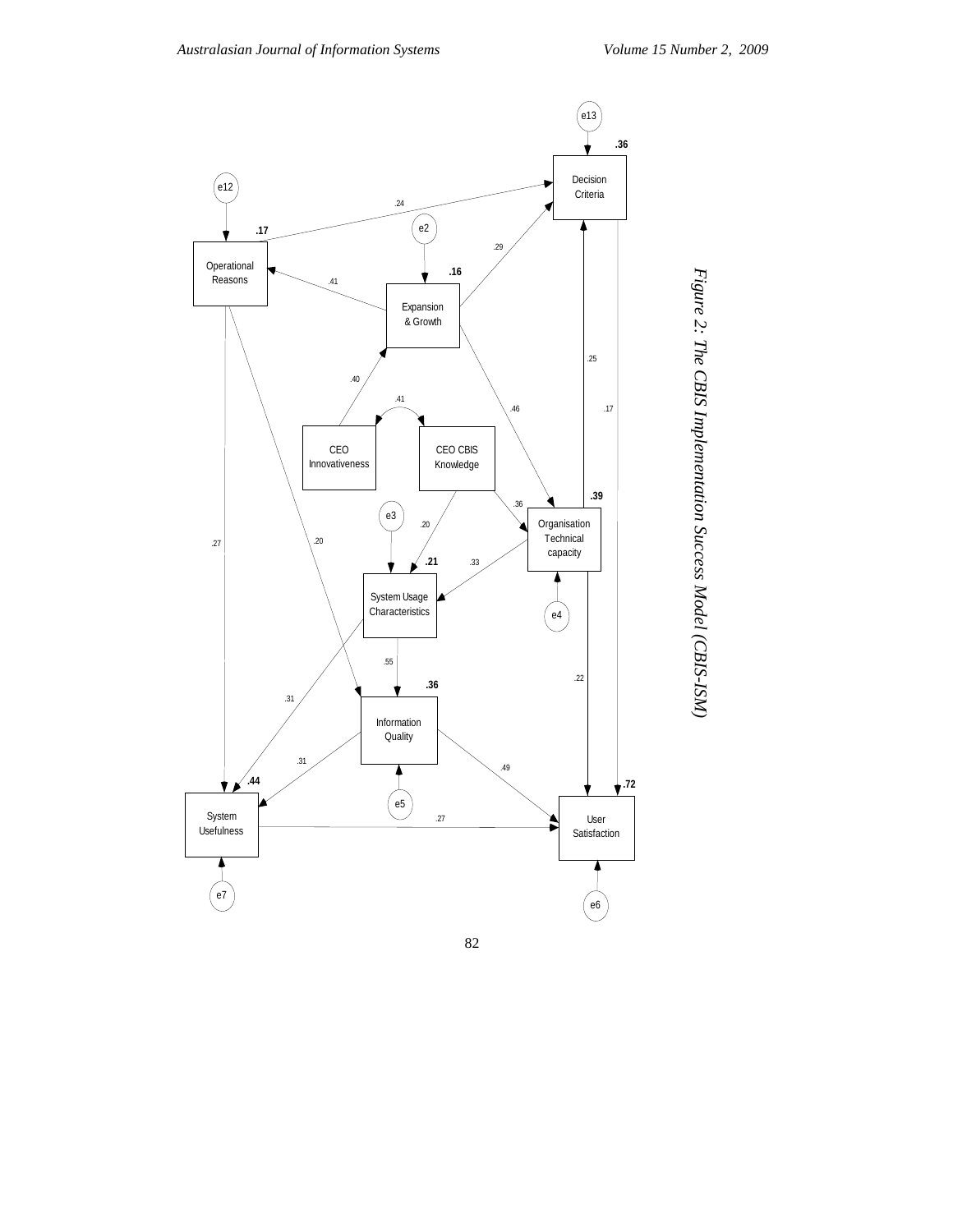Figure 2: The CBIS Implementation Success Model (CBIS-ISM)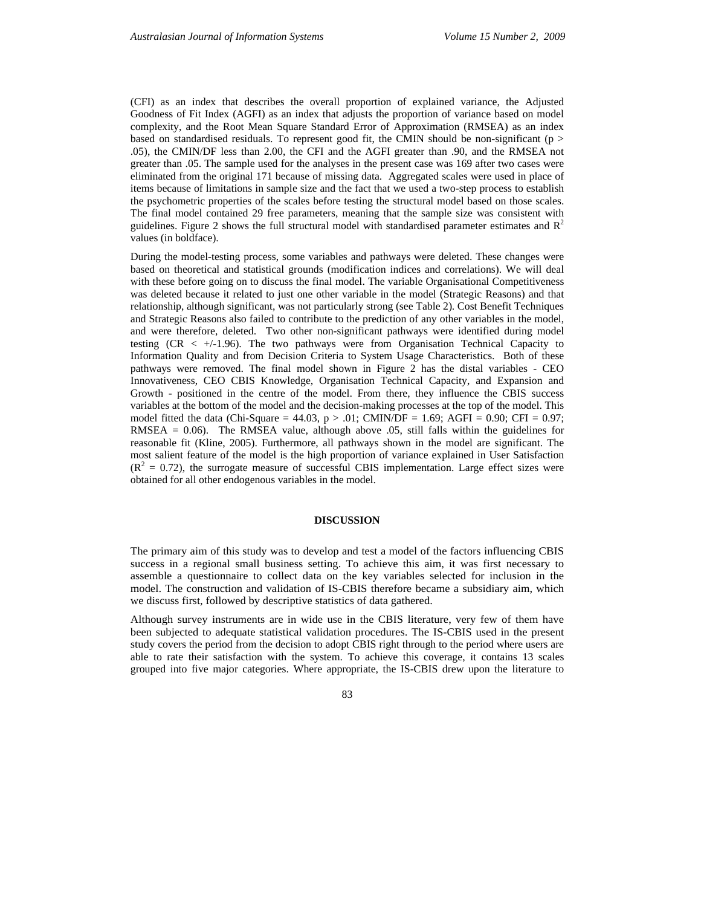(CFI) as an index that describes the overall proportion of explained variance, the Adjusted Goodness of Fit Index (AGFI) as an index that adjusts the proportion of variance based on model complexity, and the Root Mean Square Standard Error of Approximation (RMSEA) as an index based on standardised residuals. To represent good fit, the CMIN should be non-significant ($p > .05$), the CMIN/DF less than 2.00, the CFI and the AGFI greater than .90, and the RMSEA not greater than .05. The sample used for the analyses in the present case was 169 after two cases were eliminated from the original 171 because of missing data. Aggregated scales were used in place of items because of limitations in sample size and the fact that we used a two-step process to establish the psychometric properties of the scales before testing the structural model based on those scales. The final model contained 29 free parameters, meaning that the sample size was consistent with guidelines. Figure 2 shows the full structural model with standardised parameter estimates and $R^2$ values (in boldface).

During the model-testing process, some variables and pathways were deleted. These changes were based on theoretical and statistical grounds (modification indices and correlations). We will deal with these before going on to discuss the final model. The variable Organisational Competitiveness was deleted because it related to just one other variable in the model (Strategic Reasons) and that relationship, although significant, was not particularly strong (see Table 2). Cost Benefit Techniques and Strategic Reasons also failed to contribute to the prediction of any other variables in the model, and were therefore, deleted. Two other non-significant pathways were identified during model testing (CR < +/-1.96). The two pathways were from Organisation Technical Capacity to Information Quality and from Decision Criteria to System Usage Characteristics. Both of these pathways were removed. The final model shown in Figure 2 has the distal variables - CEO Innovativeness, CEO CBIS Knowledge, Organisation Technical Capacity, and Expansion and Growth - positioned in the centre of the model. From there, they influence the CBIS success variables at the bottom of the model and the decision-making processes at the top of the model. This model fitted the data (Chi-Square = 44.03, $p > .01$; CMIN/DF = 1.69; AGFI = 0.90; CFI = 0.97; RMSEA = 0.06). The RMSEA value, although above .05, still falls within the guidelines for reasonable fit (Kline, 2005). Furthermore, all pathways shown in the model are significant. The most salient feature of the model is the high proportion of variance explained in User Satisfaction ($R^2 = 0.72$), the surrogate measure of successful CBIS implementation. Large effect sizes were obtained for all other endogenous variables in the model.

## DISCUSSION

The primary aim of this study was to develop and test a model of the factors influencing CBIS success in a regional small business setting. To achieve this aim, it was first necessary to assemble a questionnaire to collect data on the key variables selected for inclusion in the model. The construction and validation of IS-CBIS therefore became a subsidiary aim, which we discuss first, followed by descriptive statistics of data gathered.

Although survey instruments are in wide use in the CBIS literature, very few of them have been subjected to adequate statistical validation procedures. The IS-CBIS used in the present study covers the period from the decision to adopt CBIS right through to the period where users are able to rate their satisfaction with the system. To achieve this coverage, it contains 13 scales grouped into five major categories. Where appropriate, the IS-CBIS drew upon the literature to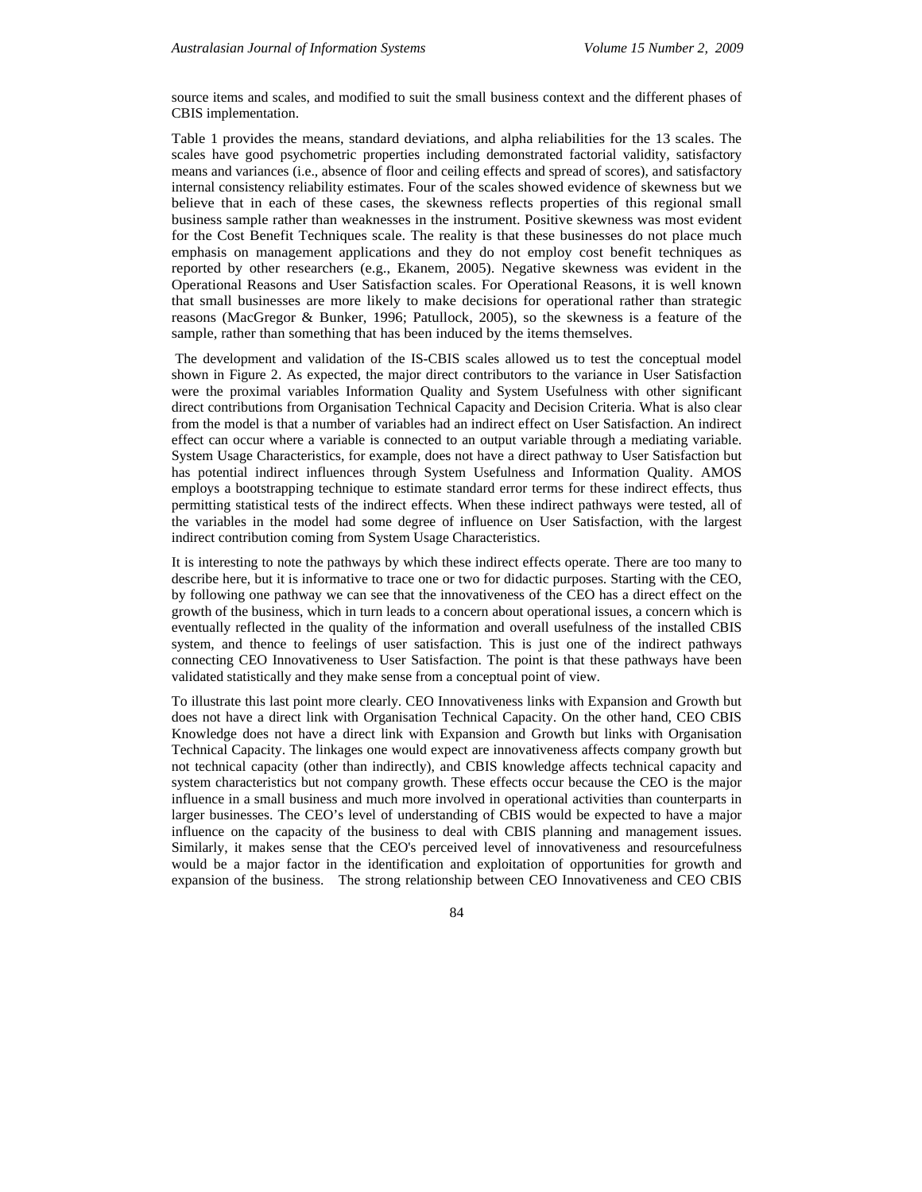source items and scales, and modified to suit the small business context and the different phases of CBIS implementation.

Table 1 provides the means, standard deviations, and alpha reliabilities for the 13 scales. The scales have good psychometric properties including demonstrated factorial validity, satisfactory means and variances (i.e., absence of floor and ceiling effects and spread of scores), and satisfactory internal consistency reliability estimates. Four of the scales showed evidence of skewness but we believe that in each of these cases, the skewness reflects properties of this regional small business sample rather than weaknesses in the instrument. Positive skewness was most evident for the Cost Benefit Techniques scale. The reality is that these businesses do not place much emphasis on management applications and they do not employ cost benefit techniques as reported by other researchers (e.g., Ekanem, 2005). Negative skewness was evident in the Operational Reasons and User Satisfaction scales. For Operational Reasons, it is well known that small businesses are more likely to make decisions for operational rather than strategic reasons (MacGregor & Bunker, 1996; Patullock, 2005), so the skewness is a feature of the sample, rather than something that has been induced by the items themselves.

The development and validation of the IS-CBIS scales allowed us to test the conceptual model shown in Figure 2. As expected, the major direct contributors to the variance in User Satisfaction were the proximal variables Information Quality and System Usefulness with other significant direct contributions from Organisation Technical Capacity and Decision Criteria. What is also clear from the model is that a number of variables had an indirect effect on User Satisfaction. An indirect effect can occur where a variable is connected to an output variable through a mediating variable. System Usage Characteristics, for example, does not have a direct pathway to User Satisfaction but has potential indirect influences through System Usefulness and Information Quality. AMOS employs a bootstrapping technique to estimate standard error terms for these indirect effects, thus permitting statistical tests of the indirect effects. When these indirect pathways were tested, all of the variables in the model had some degree of influence on User Satisfaction, with the largest indirect contribution coming from System Usage Characteristics.

It is interesting to note the pathways by which these indirect effects operate. There are too many to describe here, but it is informative to trace one or two for didactic purposes. Starting with the CEO, by following one pathway we can see that the innovativeness of the CEO has a direct effect on the growth of the business, which in turn leads to a concern about operational issues, a concern which is eventually reflected in the quality of the information and overall usefulness of the installed CBIS system, and thence to feelings of user satisfaction. This is just one of the indirect pathways connecting CEO Innovativeness to User Satisfaction. The point is that these pathways have been validated statistically and they make sense from a conceptual point of view.

To illustrate this last point more clearly. CEO Innovativeness links with Expansion and Growth but does not have a direct link with Organisation Technical Capacity. On the other hand, CEO CBIS Knowledge does not have a direct link with Expansion and Growth but links with Organisation Technical Capacity. The linkages one would expect are innovativeness affects company growth but not technical capacity (other than indirectly), and CBIS knowledge affects technical capacity and system characteristics but not company growth. These effects occur because the CEO is the major influence in a small business and much more involved in operational activities than counterparts in larger businesses. The CEO's level of understanding of CBIS would be expected to have a major influence on the capacity of the business to deal with CBIS planning and management issues. Similarly, it makes sense that the CEO's perceived level of innovativeness and resourcefulness would be a major factor in the identification and exploitation of opportunities for growth and expansion of the business. The strong relationship between CEO Innovativeness and CEO CBIS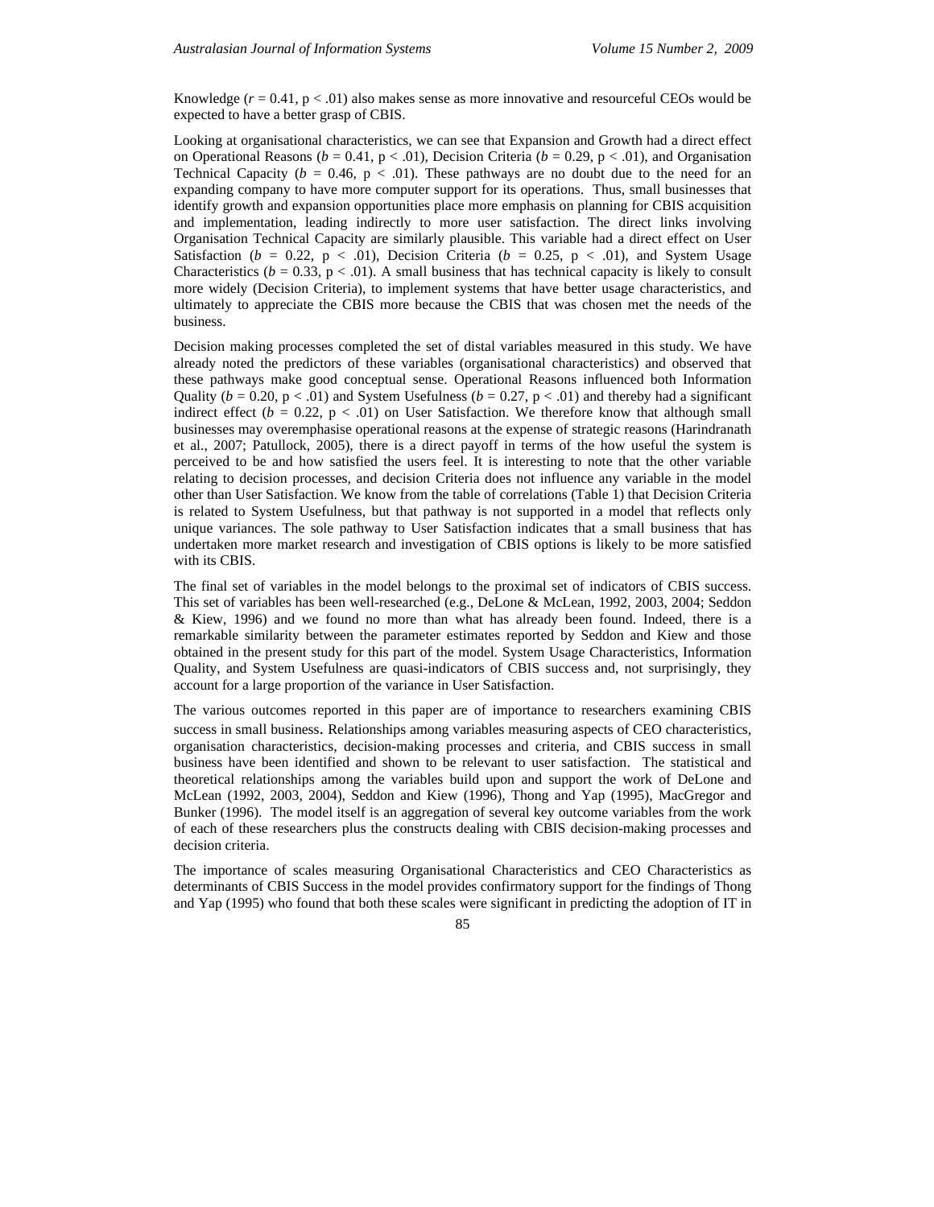Knowledge ($r = 0.41$, $p < .01$) also makes sense as more innovative and resourceful CEOs would be expected to have a better grasp of CBIS.

Looking at organisational characteristics, we can see that Expansion and Growth had a direct effect on Operational Reasons ($b = 0.41$, $p < .01$), Decision Criteria ($b = 0.29$, $p < .01$), and Organisation Technical Capacity ($b = 0.46$, $p < .01$). These pathways are no doubt due to the need for an expanding company to have more computer support for its operations. Thus, small businesses that identify growth and expansion opportunities place more emphasis on planning for CBIS acquisition and implementation, leading indirectly to more user satisfaction. The direct links involving Organisation Technical Capacity are similarly plausible. This variable had a direct effect on User Satisfaction ($b = 0.22$, $p < .01$), Decision Criteria ($b = 0.25$, $p < .01$), and System Usage Characteristics ($b = 0.33$, $p < .01$). A small business that has technical capacity is likely to consult more widely (Decision Criteria), to implement systems that have better usage characteristics, and ultimately to appreciate the CBIS more because the CBIS that was chosen met the needs of the business.

Decision making processes completed the set of distal variables measured in this study. We have already noted the predictors of these variables (organisational characteristics) and observed that these pathways make good conceptual sense. Operational Reasons influenced both Information Quality ($b = 0.20$, $p < .01$) and System Usefulness ($b = 0.27$, $p < .01$) and thereby had a significant indirect effect ($b = 0.22$, $p < .01$) on User Satisfaction. We therefore know that although small businesses may overemphasise operational reasons at the expense of strategic reasons (Harindranath et al., 2007; Patullock, 2005), there is a direct payoff in terms of the how useful the system is perceived to be and how satisfied the users feel. It is interesting to note that the other variable relating to decision processes, and decision Criteria does not influence any variable in the model other than User Satisfaction. We know from the table of correlations (Table 1) that Decision Criteria is related to System Usefulness, but that pathway is not supported in a model that reflects only unique variances. The sole pathway to User Satisfaction indicates that a small business that has undertaken more market research and investigation of CBIS options is likely to be more satisfied with its CBIS.

The final set of variables in the model belongs to the proximal set of indicators of CBIS success. This set of variables has been well-researched (e.g., DeLone & McLean, 1992, 2003, 2004; Seddon & Kiew, 1996) and we found no more than what has already been found. Indeed, there is a remarkable similarity between the parameter estimates reported by Seddon and Kiew and those obtained in the present study for this part of the model. System Usage Characteristics, Information Quality, and System Usefulness are quasi-indicators of CBIS success and, not surprisingly, they account for a large proportion of the variance in User Satisfaction.

The various outcomes reported in this paper are of importance to researchers examining CBIS success in small business. Relationships among variables measuring aspects of CEO characteristics, organisation characteristics, decision-making processes and criteria, and CBIS success in small business have been identified and shown to be relevant to user satisfaction. The statistical and theoretical relationships among the variables build upon and support the work of DeLone and McLean (1992, 2003, 2004), Seddon and Kiew (1996), Thong and Yap (1995), MacGregor and Bunker (1996). The model itself is an aggregation of several key outcome variables from the work of each of these researchers plus the constructs dealing with CBIS decision-making processes and decision criteria.

The importance of scales measuring Organisational Characteristics and CEO Characteristics as determinants of CBIS Success in the model provides confirmatory support for the findings of Thong and Yap (1995) who found that both these scales were significant in predicting the adoption of IT in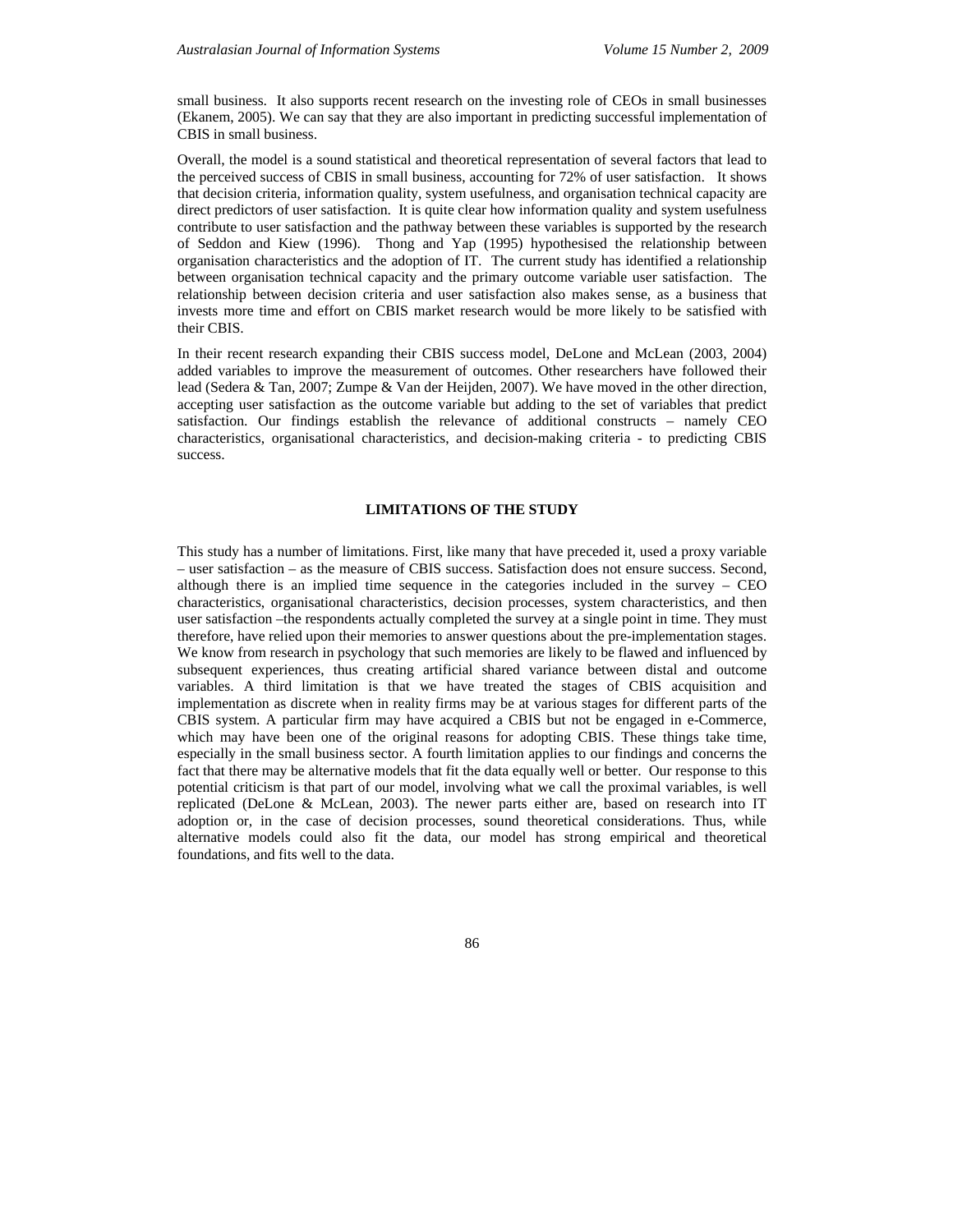small business. It also supports recent research on the investing role of CEOs in small businesses (Ekanem, 2005). We can say that they are also important in predicting successful implementation of CBIS in small business.

Overall, the model is a sound statistical and theoretical representation of several factors that lead to the perceived success of CBIS in small business, accounting for 72% of user satisfaction. It shows that decision criteria, information quality, system usefulness, and organisation technical capacity are direct predictors of user satisfaction. It is quite clear how information quality and system usefulness contribute to user satisfaction and the pathway between these variables is supported by the research of Seddon and Kiew (1996). Thong and Yap (1995) hypothesised the relationship between organisation characteristics and the adoption of IT. The current study has identified a relationship between organisation technical capacity and the primary outcome variable user satisfaction. The relationship between decision criteria and user satisfaction also makes sense, as a business that invests more time and effort on CBIS market research would be more likely to be satisfied with their CBIS.

In their recent research expanding their CBIS success model, DeLone and McLean (2003, 2004) added variables to improve the measurement of outcomes. Other researchers have followed their lead (Sedera & Tan, 2007; Zumpe & Van der Heijden, 2007). We have moved in the other direction, accepting user satisfaction as the outcome variable but adding to the set of variables that predict satisfaction. Our findings establish the relevance of additional constructs – namely CEO characteristics, organisational characteristics, and decision-making criteria - to predicting CBIS success.

## LIMITATIONS OF THE STUDY

This study has a number of limitations. First, like many that have preceded it, used a proxy variable – user satisfaction – as the measure of CBIS success. Satisfaction does not ensure success. Second, although there is an implied time sequence in the categories included in the survey – CEO characteristics, organisational characteristics, decision processes, system characteristics, and then user satisfaction –the respondents actually completed the survey at a single point in time. They must therefore, have relied upon their memories to answer questions about the pre-implementation stages. We know from research in psychology that such memories are likely to be flawed and influenced by subsequent experiences, thus creating artificial shared variance between distal and outcome variables. A third limitation is that we have treated the stages of CBIS acquisition and implementation as discrete when in reality firms may be at various stages for different parts of the CBIS system. A particular firm may have acquired a CBIS but not be engaged in e-Commerce, which may have been one of the original reasons for adopting CBIS. These things take time, especially in the small business sector. A fourth limitation applies to our findings and concerns the fact that there may be alternative models that fit the data equally well or better. Our response to this potential criticism is that part of our model, involving what we call the proximal variables, is well replicated (DeLone & McLean, 2003). The newer parts either are, based on research into IT adoption or, in the case of decision processes, sound theoretical considerations. Thus, while alternative models could also fit the data, our model has strong empirical and theoretical foundations, and fits well to the data.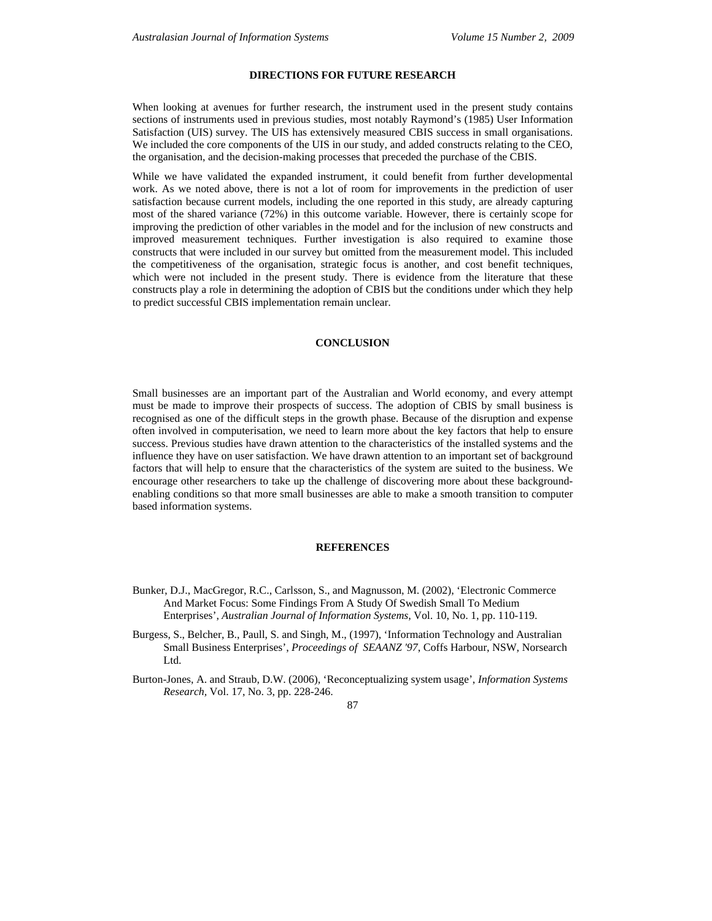## DIRECTIONS FOR FUTURE RESEARCH

When looking at avenues for further research, the instrument used in the present study contains sections of instruments used in previous studies, most notably Raymond's (1985) User Information Satisfaction (UIS) survey. The UIS has extensively measured CBIS success in small organisations. We included the core components of the UIS in our study, and added constructs relating to the CEO, the organisation, and the decision-making processes that preceded the purchase of the CBIS.

While we have validated the expanded instrument, it could benefit from further developmental work. As we noted above, there is not a lot of room for improvements in the prediction of user satisfaction because current models, including the one reported in this study, are already capturing most of the shared variance (72%) in this outcome variable. However, there is certainly scope for improving the prediction of other variables in the model and for the inclusion of new constructs and improved measurement techniques. Further investigation is also required to examine those constructs that were included in our survey but omitted from the measurement model. This included the competitiveness of the organisation, strategic focus is another, and cost benefit techniques, which were not included in the present study. There is evidence from the literature that these constructs play a role in determining the adoption of CBIS but the conditions under which they help to predict successful CBIS implementation remain unclear.

## CONCLUSION

Small businesses are an important part of the Australian and World economy, and every attempt must be made to improve their prospects of success. The adoption of CBIS by small business is recognised as one of the difficult steps in the growth phase. Because of the disruption and expense often involved in computerisation, we need to learn more about the key factors that help to ensure success. Previous studies have drawn attention to the characteristics of the installed systems and the influence they have on user satisfaction. We have drawn attention to an important set of background factors that will help to ensure that the characteristics of the system are suited to the business. We encourage other researchers to take up the challenge of discovering more about these background-enabling conditions so that more small businesses are able to make a smooth transition to computer based information systems.

## REFERENCES

Bunker, D.J., MacGregor, R.C., Carlsson, S., and Magnusson, M. (2002), 'Electronic Commerce And Market Focus: Some Findings From A Study Of Swedish Small To Medium Enterprises', *Australian Journal of Information Systems*, Vol. 10, No. 1, pp. 110-119.

Burgess, S., Belcher, B., Paull, S. and Singh, M., (1997), 'Information Technology and Australian Small Business Enterprises', *Proceedings of SEAANZ '97*, Coffs Harbour, NSW, Norsearch Ltd.

Burton-Jones, A. and Straub, D.W. (2006), 'Reconceptualizing system usage', *Information Systems Research*, Vol. 17, No. 3, pp. 228-246.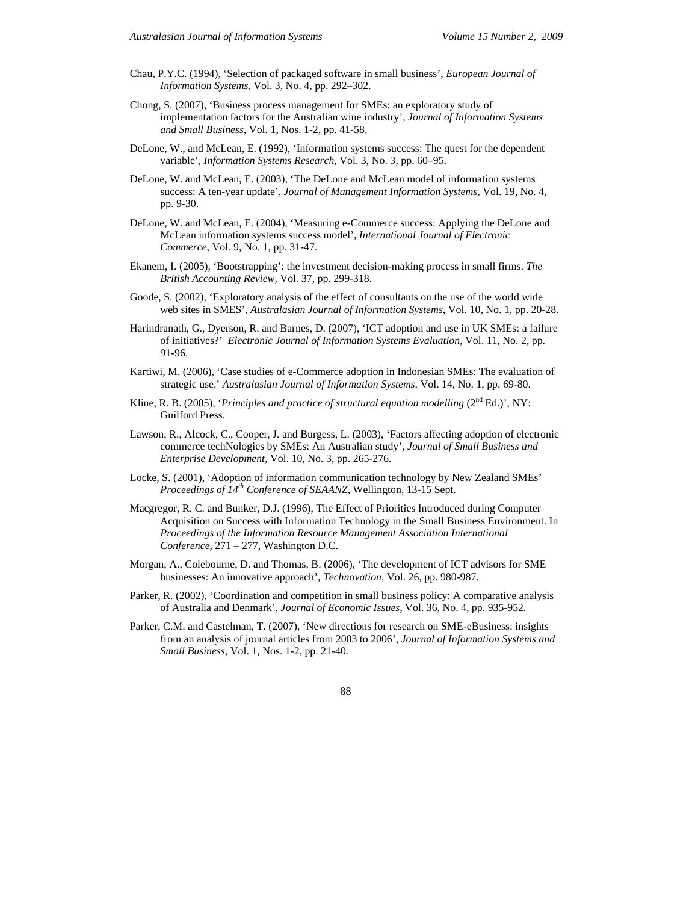Chau, P.Y.C. (1994), 'Selection of packaged software in small business', *European Journal of Information Systems*, Vol. 3, No. 4, pp. 292–302.

Chong, S. (2007), 'Business process management for SMEs: an exploratory study of implementation factors for the Australian wine industry', *Journal of Information Systems and Small Business*, Vol. 1, Nos. 1-2, pp. 41-58.

DeLone, W., and McLean, E. (1992), 'Information systems success: The quest for the dependent variable', *Information Systems Research*, Vol. 3, No. 3, pp. 60–95.

DeLone, W. and McLean, E. (2003), 'The DeLone and McLean model of information systems success: A ten-year update', *Journal of Management Information Systems*, Vol. 19, No. 4, pp. 9-30.

DeLone, W. and McLean, E. (2004), 'Measuring e-Commerce success: Applying the DeLone and McLean information systems success model', *International Journal of Electronic Commerce*, Vol. 9, No. 1, pp. 31-47.

Ekanem, I. (2005), 'Bootstrapping': the investment decision-making process in small firms. *The British Accounting Review*, Vol. 37, pp. 299-318.

Goode, S. (2002), 'Exploratory analysis of the effect of consultants on the use of the world wide web sites in SMES', *Australasian Journal of Information Systems*, Vol. 10, No. 1, pp. 20-28.

Harindranath, G., Dyerson, R. and Barnes, D. (2007), 'ICT adoption and use in UK SMEs: a failure of initiatives?' *Electronic Journal of Information Systems Evaluation*, Vol. 11, No. 2, pp. 91-96.

Kartiwi, M. (2006), 'Case studies of e-Commerce adoption in Indonesian SMEs: The evaluation of strategic use.' *Australasian Journal of Information Systems*, Vol. 14, No. 1, pp. 69-80.

Kline, R. B. (2005), '*Principles and practice of structural equation modelling* (2nd Ed.)', NY: Guilford Press.

Lawson, R., Alcock, C., Cooper, J. and Burgess, L. (2003), 'Factors affecting adoption of electronic commerce techNologies by SMEs: An Australian study', *Journal of Small Business and Enterprise Development*, Vol. 10, No. 3, pp. 265-276.

Locke, S. (2001), 'Adoption of information communication technology by New Zealand SMEs' *Proceedings of 14th Conference of SEAANZ*, Wellington, 13-15 Sept.

Macgregor, R. C. and Bunker, D.J. (1996), The Effect of Priorities Introduced during Computer Acquisition on Success with Information Technology in the Small Business Environment. In *Proceedings of the Information Resource Management Association International Conference*, 271 – 277, Washington D.C.

Morgan, A., Colebourne, D. and Thomas, B. (2006), 'The development of ICT advisors for SME businesses: An innovative approach', *Technovation*, Vol. 26, pp. 980-987.

Parker, R. (2002), 'Coordination and competition in small business policy: A comparative analysis of Australia and Denmark', *Journal of Economic Issues*, Vol. 36, No. 4, pp. 935-952.

Parker, C.M. and Castelman, T. (2007), 'New directions for research on SME-eBusiness: insights from an analysis of journal articles from 2003 to 2006', *Journal of Information Systems and Small Business*, Vol. 1, Nos. 1-2, pp. 21-40.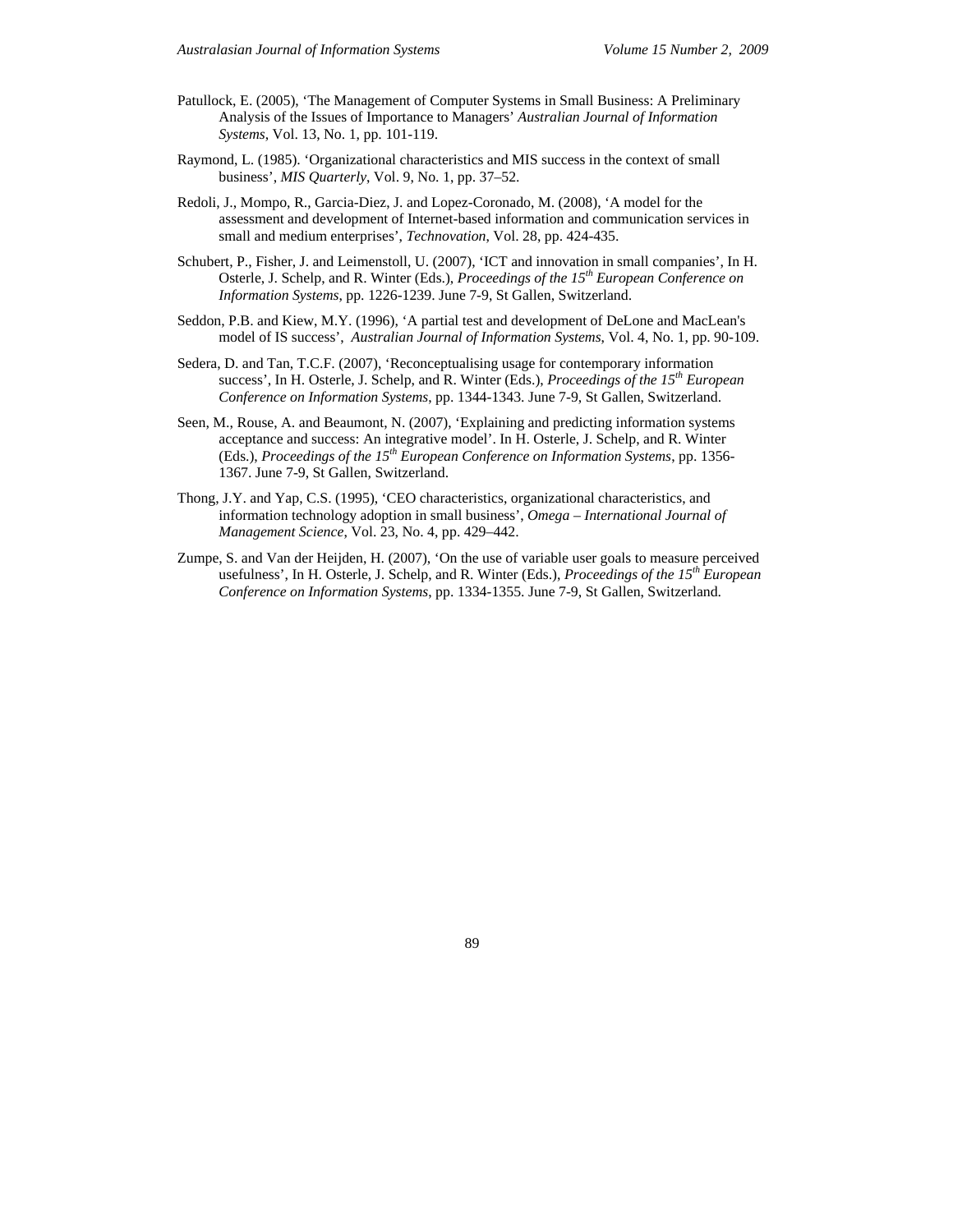Patullock, E. (2005), 'The Management of Computer Systems in Small Business: A Preliminary Analysis of the Issues of Importance to Managers' *Australian Journal of Information Systems*, Vol. 13, No. 1, pp. 101-119.

Raymond, L. (1985). 'Organizational characteristics and MIS success in the context of small business', *MIS Quarterly*, Vol. 9, No. 1, pp. 37–52.

Redoli, J., Mompo, R., Garcia-Diez, J. and Lopez-Coronado, M. (2008), 'A model for the assessment and development of Internet-based information and communication services in small and medium enterprises', *Technovation*, Vol. 28, pp. 424-435.

Schubert, P., Fisher, J. and Leimenstoll, U. (2007), 'ICT and innovation in small companies', In H. Osterle, J. Schelp, and R. Winter (Eds.), *Proceedings of the 15th European Conference on Information Systems*, pp. 1226-1239. June 7-9, St Gallen, Switzerland.

Seddon, P.B. and Kiew, M.Y. (1996), 'A partial test and development of DeLone and MacLean's model of IS success', *Australian Journal of Information Systems*, Vol. 4, No. 1, pp. 90-109.

Sedera, D. and Tan, T.C.F. (2007), 'Reconceptualising usage for contemporary information success', In H. Osterle, J. Schelp, and R. Winter (Eds.), *Proceedings of the 15th European Conference on Information Systems*, pp. 1344-1343. June 7-9, St Gallen, Switzerland.

Seen, M., Rouse, A. and Beaumont, N. (2007), 'Explaining and predicting information systems acceptance and success: An integrative model'. In H. Osterle, J. Schelp, and R. Winter (Eds.), *Proceedings of the 15th European Conference on Information Systems*, pp. 1356-1367. June 7-9, St Gallen, Switzerland.

Thong, J.Y. and Yap, C.S. (1995), 'CEO characteristics, organizational characteristics, and information technology adoption in small business', *Omega – International Journal of Management Science*, Vol. 23, No. 4, pp. 429–442.

Zumpe, S. and Van der Heijden, H. (2007), 'On the use of variable user goals to measure perceived usefulness', In H. Osterle, J. Schelp, and R. Winter (Eds.), *Proceedings of the 15th European Conference on Information Systems*, pp. 1334-1355. June 7-9, St Gallen, Switzerland.